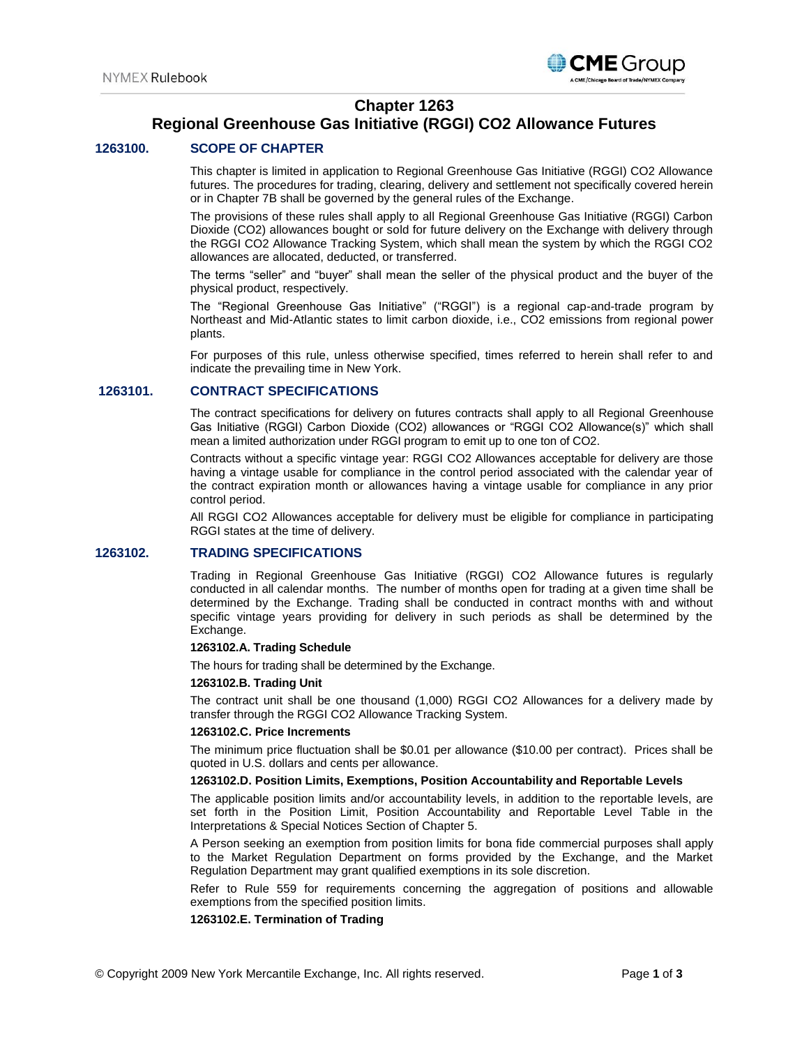# Chapter 1263
# Regional Greenhouse Gas Initiative (RGGI) CO2 Allowance Futures

## 1263100. SCOPE OF CHAPTER

This chapter is limited in application to Regional Greenhouse Gas Initiative (RGGI) CO2 Allowance futures. The procedures for trading, clearing, delivery and settlement not specifically covered herein or in Chapter 7B shall be governed by the general rules of the Exchange.

The provisions of these rules shall apply to all Regional Greenhouse Gas Initiative (RGGI) Carbon Dioxide (CO2) allowances bought or sold for future delivery on the Exchange with delivery through the RGGI CO2 Allowance Tracking System, which shall mean the system by which the RGGI CO2 allowances are allocated, deducted, or transferred.

The terms "seller" and "buyer" shall mean the seller of the physical product and the buyer of the physical product, respectively.

The "Regional Greenhouse Gas Initiative" ("RGGI") is a regional cap-and-trade program by Northeast and Mid-Atlantic states to limit carbon dioxide, i.e., CO2 emissions from regional power plants.

For purposes of this rule, unless otherwise specified, times referred to herein shall refer to and indicate the prevailing time in New York.

## 1263101. CONTRACT SPECIFICATIONS

The contract specifications for delivery on futures contracts shall apply to all Regional Greenhouse Gas Initiative (RGGI) Carbon Dioxide (CO2) allowances or "RGGI CO2 Allowance(s)" which shall mean a limited authorization under RGGI program to emit up to one ton of CO2.

Contracts without a specific vintage year: RGGI CO2 Allowances acceptable for delivery are those having a vintage usable for compliance in the control period associated with the calendar year of the contract expiration month or allowances having a vintage usable for compliance in any prior control period.

All RGGI CO2 Allowances acceptable for delivery must be eligible for compliance in participating RGGI states at the time of delivery.

## 1263102. TRADING SPECIFICATIONS

Trading in Regional Greenhouse Gas Initiative (RGGI) CO2 Allowance futures is regularly conducted in all calendar months. The number of months open for trading at a given time shall be determined by the Exchange. Trading shall be conducted in contract months with and without specific vintage years providing for delivery in such periods as shall be determined by the Exchange.

### 1263102.A. Trading Schedule

The hours for trading shall be determined by the Exchange.

### 1263102.B. Trading Unit

The contract unit shall be one thousand (1,000) RGGI CO2 Allowances for a delivery made by transfer through the RGGI CO2 Allowance Tracking System.

### 1263102.C. Price Increments

The minimum price fluctuation shall be $0.01 per allowance ($10.00 per contract). Prices shall be quoted in U.S. dollars and cents per allowance.

### 1263102.D. Position Limits, Exemptions, Position Accountability and Reportable Levels

The applicable position limits and/or accountability levels, in addition to the reportable levels, are set forth in the Position Limit, Position Accountability and Reportable Level Table in the Interpretations & Special Notices Section of Chapter 5.

A Person seeking an exemption from position limits for bona fide commercial purposes shall apply to the Market Regulation Department on forms provided by the Exchange, and the Market Regulation Department may grant qualified exemptions in its sole discretion.

Refer to Rule 559 for requirements concerning the aggregation of positions and allowable exemptions from the specified position limits.

### 1263102.E. Termination of Trading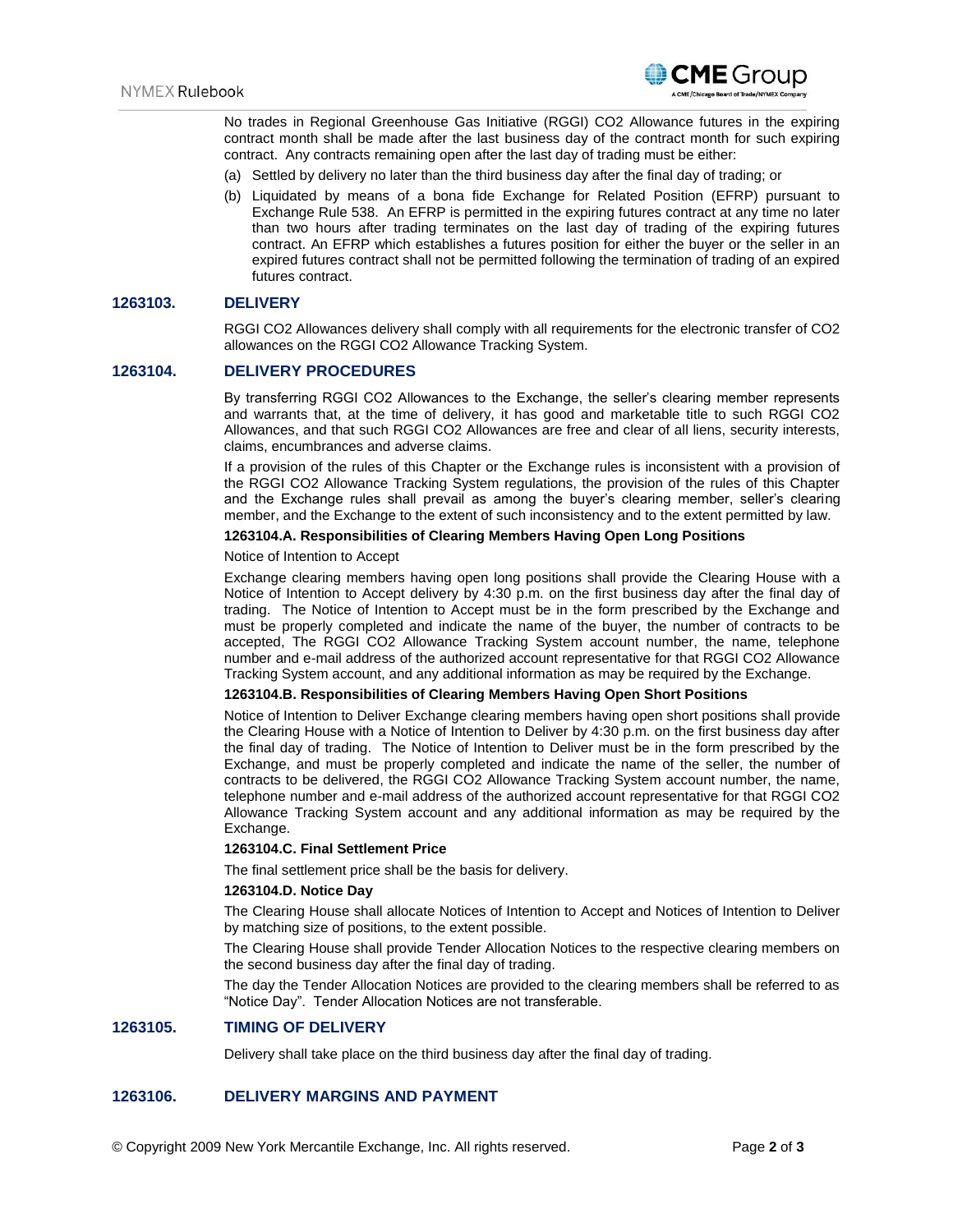No trades in Regional Greenhouse Gas Initiative (RGGI) $CO_2$ Allowance futures in the expiring contract month shall be made after the last business day of the contract month for such expiring contract. Any contracts remaining open after the last day of trading must be either:

(a) Settled by delivery no later than the third business day after the final day of trading; or

(b) Liquidated by means of a bona fide Exchange for Related Position (EFRP) pursuant to Exchange Rule 538. An EFRP is permitted in the expiring futures contract at any time no later than two hours after trading terminates on the last day of trading of the expiring futures contract. An EFRP which establishes a futures position for either the buyer or the seller in an expired futures contract shall not be permitted following the termination of trading of an expired futures contract.

## 1263103. DELIVERY

RGGI $CO_2$ Allowances delivery shall comply with all requirements for the electronic transfer of $CO_2$ allowances on the RGGI $CO_2$ Allowance Tracking System.

## 1263104. DELIVERY PROCEDURES

By transferring RGGI $CO_2$ Allowances to the Exchange, the seller's clearing member represents and warrants that, at the time of delivery, it has good and marketable title to such RGGI $CO_2$ Allowances, and that such RGGI $CO_2$ Allowances are free and clear of all liens, security interests, claims, encumbrances and adverse claims.

If a provision of the rules of this Chapter or the Exchange rules is inconsistent with a provision of the RGGI $CO_2$ Allowance Tracking System regulations, the provision of the rules of this Chapter and the Exchange rules shall prevail as among the buyer's clearing member, seller's clearing member, and the Exchange to the extent of such inconsistency and to the extent permitted by law.

### 1263104.A. Responsibilities of Clearing Members Having Open Long Positions

Notice of Intention to Accept

Exchange clearing members having open long positions shall provide the Clearing House with a Notice of Intention to Accept delivery by 4:30 p.m. on the first business day after the final day of trading. The Notice of Intention to Accept must be in the form prescribed by the Exchange and must be properly completed and indicate the name of the buyer, the number of contracts to be accepted, The RGGI $CO_2$ Allowance Tracking System account number, the name, telephone number and e-mail address of the authorized account representative for that RGGI $CO_2$ Allowance Tracking System account, and any additional information as may be required by the Exchange.

### 1263104.B. Responsibilities of Clearing Members Having Open Short Positions

Notice of Intention to Deliver Exchange clearing members having open short positions shall provide the Clearing House with a Notice of Intention to Deliver by 4:30 p.m. on the first business day after the final day of trading. The Notice of Intention to Deliver must be in the form prescribed by the Exchange, and must be properly completed and indicate the name of the seller, the number of contracts to be delivered, the RGGI $CO_2$ Allowance Tracking System account number, the name, telephone number and e-mail address of the authorized account representative for that RGGI $CO_2$ Allowance Tracking System account and any additional information as may be required by the Exchange.

### 1263104.C. Final Settlement Price

The final settlement price shall be the basis for delivery.

### 1263104.D. Notice Day

The Clearing House shall allocate Notices of Intention to Accept and Notices of Intention to Deliver by matching size of positions, to the extent possible.

The Clearing House shall provide Tender Allocation Notices to the respective clearing members on the second business day after the final day of trading.

The day the Tender Allocation Notices are provided to the clearing members shall be referred to as "Notice Day". Tender Allocation Notices are not transferable.

## 1263105. TIMING OF DELIVERY

Delivery shall take place on the third business day after the final day of trading.

## 1263106. DELIVERY MARGINS AND PAYMENT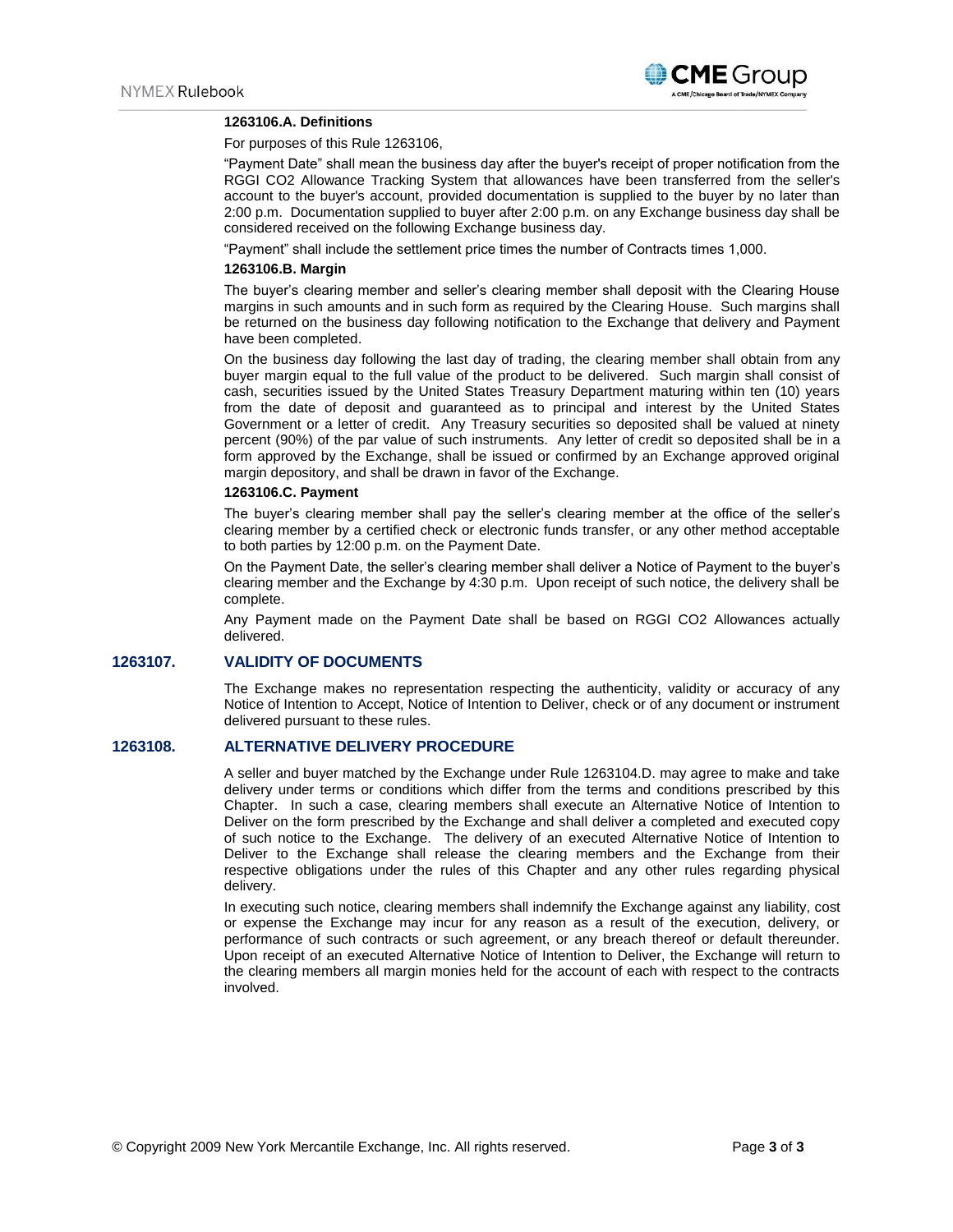**1263106.A. Definitions**

For purposes of this Rule 1263106,

"Payment Date" shall mean the business day after the buyer's receipt of proper notification from the RGGI CO2 Allowance Tracking System that allowances have been transferred from the seller's account to the buyer's account, provided documentation is supplied to the buyer by no later than 2:00 p.m. Documentation supplied to buyer after 2:00 p.m. on any Exchange business day shall be considered received on the following Exchange business day.

"Payment" shall include the settlement price times the number of Contracts times 1,000.

**1263106.B. Margin**

The buyer's clearing member and seller's clearing member shall deposit with the Clearing House margins in such amounts and in such form as required by the Clearing House. Such margins shall be returned on the business day following notification to the Exchange that delivery and Payment have been completed.

On the business day following the last day of trading, the clearing member shall obtain from any buyer margin equal to the full value of the product to be delivered. Such margin shall consist of cash, securities issued by the United States Treasury Department maturing within ten (10) years from the date of deposit and guaranteed as to principal and interest by the United States Government or a letter of credit. Any Treasury securities so deposited shall be valued at ninety percent (90%) of the par value of such instruments. Any letter of credit so deposited shall be in a form approved by the Exchange, shall be issued or confirmed by an Exchange approved original margin depository, and shall be drawn in favor of the Exchange.

**1263106.C. Payment**

The buyer's clearing member shall pay the seller's clearing member at the office of the seller's clearing member by a certified check or electronic funds transfer, or any other method acceptable to both parties by 12:00 p.m. on the Payment Date.

On the Payment Date, the seller's clearing member shall deliver a Notice of Payment to the buyer's clearing member and the Exchange by 4:30 p.m. Upon receipt of such notice, the delivery shall be complete.

Any Payment made on the Payment Date shall be based on RGGI CO2 Allowances actually delivered.

## 1263107. VALIDITY OF DOCUMENTS

The Exchange makes no representation respecting the authenticity, validity or accuracy of any Notice of Intention to Accept, Notice of Intention to Deliver, check or of any document or instrument delivered pursuant to these rules.

## 1263108. ALTERNATIVE DELIVERY PROCEDURE

A seller and buyer matched by the Exchange under Rule 1263104.D. may agree to make and take delivery under terms or conditions which differ from the terms and conditions prescribed by this Chapter. In such a case, clearing members shall execute an Alternative Notice of Intention to Deliver on the form prescribed by the Exchange and shall deliver a completed and executed copy of such notice to the Exchange. The delivery of an executed Alternative Notice of Intention to Deliver to the Exchange shall release the clearing members and the Exchange from their respective obligations under the rules of this Chapter and any other rules regarding physical delivery.

In executing such notice, clearing members shall indemnify the Exchange against any liability, cost or expense the Exchange may incur for any reason as a result of the execution, delivery, or performance of such contracts or such agreement, or any breach thereof or default thereunder. Upon receipt of an executed Alternative Notice of Intention to Deliver, the Exchange will return to the clearing members all margin monies held for the account of each with respect to the contracts involved.